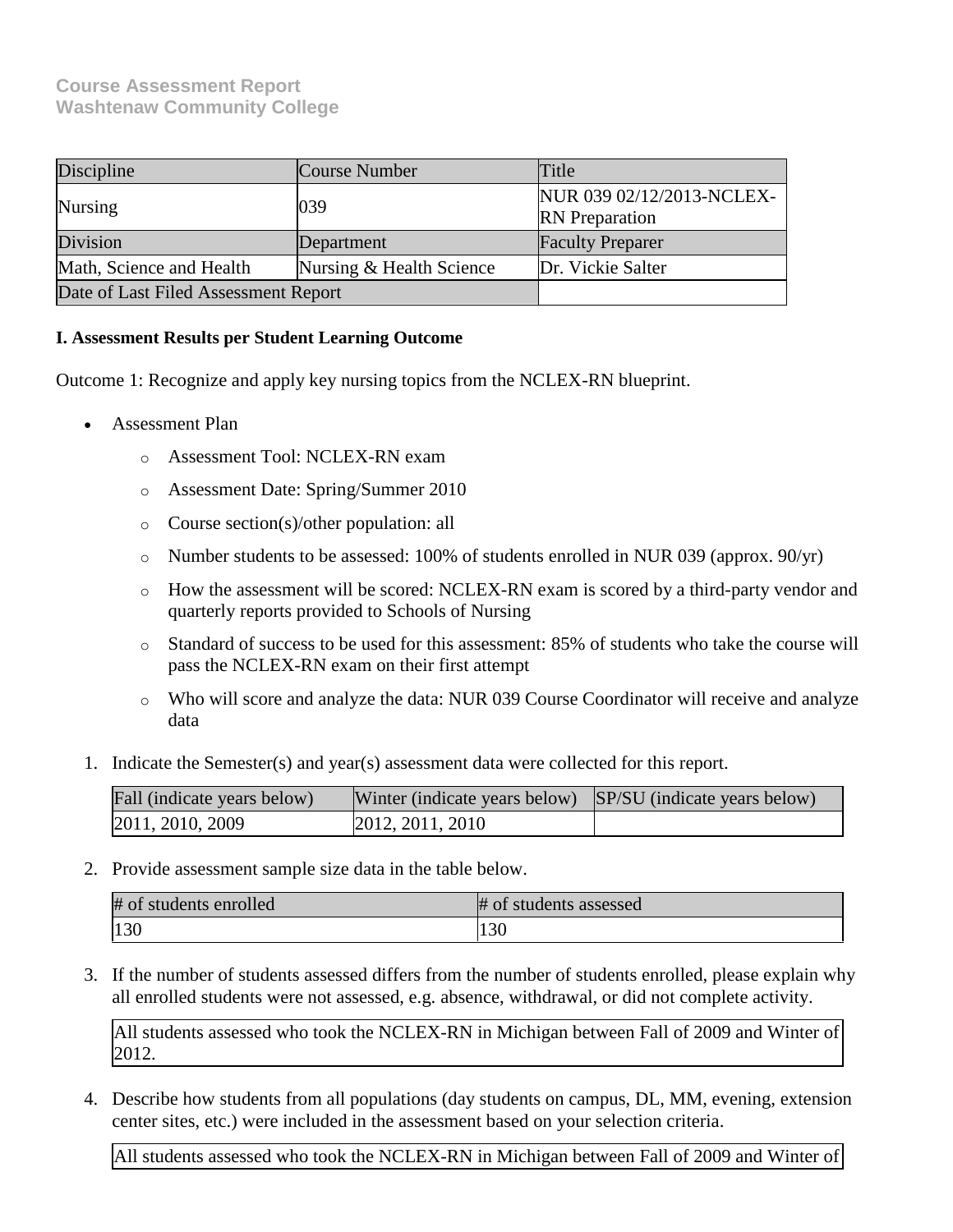**Course Assessment Report**
**Washtenaw Community College**

| Discipline | Course Number | Title |
|---|---|---|
| Nursing | 039 | NUR 039 02/12/2013-NCLEX-RN Preparation |
| Division | Department | Faculty Preparer |
| Math, Science and Health | Nursing & Health Science | Dr. Vickie Salter |
| Date of Last Filed Assessment Report | | |

**I. Assessment Results per Student Learning Outcome**

Outcome 1: Recognize and apply key nursing topics from the NCLEX-RN blueprint.

- Assessment Plan
  - Assessment Tool: NCLEX-RN exam
  - Assessment Date: Spring/Summer 2010
  - Course section(s)/other population: all
  - Number students to be assessed: 100% of students enrolled in NUR 039 (approx. 90/yr)
  - How the assessment will be scored: NCLEX-RN exam is scored by a third-party vendor and quarterly reports provided to Schools of Nursing
  - Standard of success to be used for this assessment: 85% of students who take the course will pass the NCLEX-RN exam on their first attempt
  - Who will score and analyze the data: NUR 039 Course Coordinator will receive and analyze data

1. Indicate the Semester(s) and year(s) assessment data were collected for this report.

| Fall (indicate years below) | Winter (indicate years below) | SP/SU (indicate years below) |
|---|---|---|
| 2011, 2010, 2009 | 2012, 2011, 2010 | |

2. Provide assessment sample size data in the table below.

| # of students enrolled | # of students assessed |
|---|---|
| 130 | 130 |

3. If the number of students assessed differs from the number of students enrolled, please explain why all enrolled students were not assessed, e.g. absence, withdrawal, or did not complete activity.

All students assessed who took the NCLEX-RN in Michigan between Fall of 2009 and Winter of 2012.

4. Describe how students from all populations (day students on campus, DL, MM, evening, extension center sites, etc.) were included in the assessment based on your selection criteria.

All students assessed who took the NCLEX-RN in Michigan between Fall of 2009 and Winter of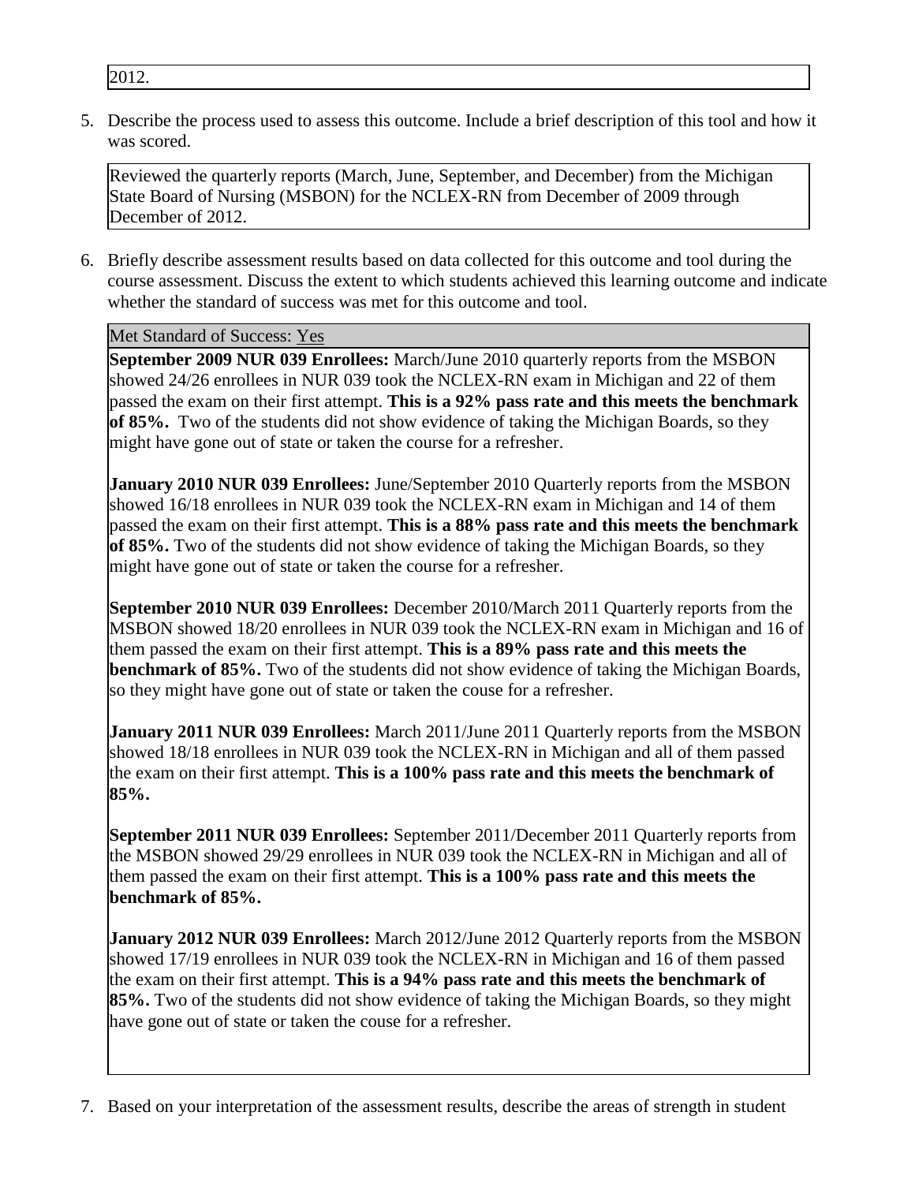2012.

5. Describe the process used to assess this outcome. Include a brief description of this tool and how it was scored.

Reviewed the quarterly reports (March, June, September, and December) from the Michigan State Board of Nursing (MSBON) for the NCLEX-RN from December of 2009 through December of 2012.

6. Briefly describe assessment results based on data collected for this outcome and tool during the course assessment. Discuss the extent to which students achieved this learning outcome and indicate whether the standard of success was met for this outcome and tool.

Met Standard of Success: Yes

**September 2009 NUR 039 Enrollees:** March/June 2010 quarterly reports from the MSBON showed 24/26 enrollees in NUR 039 took the NCLEX-RN exam in Michigan and 22 of them passed the exam on their first attempt. **This is a 92% pass rate and this meets the benchmark of 85%.** Two of the students did not show evidence of taking the Michigan Boards, so they might have gone out of state or taken the course for a refresher.

**January 2010 NUR 039 Enrollees:** June/September 2010 Quarterly reports from the MSBON showed 16/18 enrollees in NUR 039 took the NCLEX-RN exam in Michigan and 14 of them passed the exam on their first attempt. **This is a 88% pass rate and this meets the benchmark of 85%.** Two of the students did not show evidence of taking the Michigan Boards, so they might have gone out of state or taken the course for a refresher.

**September 2010 NUR 039 Enrollees:** December 2010/March 2011 Quarterly reports from the MSBON showed 18/20 enrollees in NUR 039 took the NCLEX-RN exam in Michigan and 16 of them passed the exam on their first attempt. **This is a 89% pass rate and this meets the benchmark of 85%.** Two of the students did not show evidence of taking the Michigan Boards, so they might have gone out of state or taken the couse for a refresher.

**January 2011 NUR 039 Enrollees:** March 2011/June 2011 Quarterly reports from the MSBON showed 18/18 enrollees in NUR 039 took the NCLEX-RN in Michigan and all of them passed the exam on their first attempt. **This is a 100% pass rate and this meets the benchmark of 85%.**

**September 2011 NUR 039 Enrollees:** September 2011/December 2011 Quarterly reports from the MSBON showed 29/29 enrollees in NUR 039 took the NCLEX-RN in Michigan and all of them passed the exam on their first attempt. **This is a 100% pass rate and this meets the benchmark of 85%.**

**January 2012 NUR 039 Enrollees:** March 2012/June 2012 Quarterly reports from the MSBON showed 17/19 enrollees in NUR 039 took the NCLEX-RN in Michigan and 16 of them passed the exam on their first attempt. **This is a 94% pass rate and this meets the benchmark of 85%.** Two of the students did not show evidence of taking the Michigan Boards, so they might have gone out of state or taken the couse for a refresher.

7. Based on your interpretation of the assessment results, describe the areas of strength in student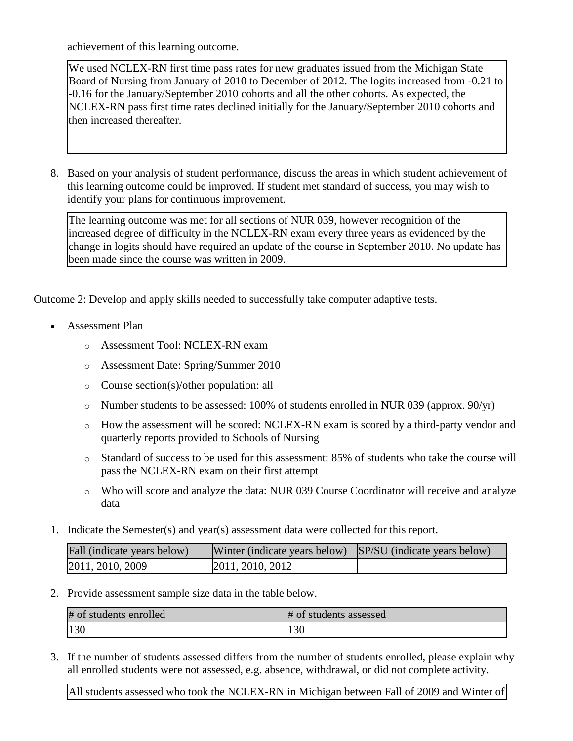achievement of this learning outcome.

We used NCLEX-RN first time pass rates for new graduates issued from the Michigan State Board of Nursing from January of 2010 to December of 2012. The logits increased from -0.21 to -0.16 for the January/September 2010 cohorts and all the other cohorts. As expected, the NCLEX-RN pass first time rates declined initially for the January/September 2010 cohorts and then increased thereafter.

8. Based on your analysis of student performance, discuss the areas in which student achievement of this learning outcome could be improved. If student met standard of success, you may wish to identify your plans for continuous improvement.

The learning outcome was met for all sections of NUR 039, however recognition of the increased degree of difficulty in the NCLEX-RN exam every three years as evidenced by the change in logits should have required an update of the course in September 2010. No update has been made since the course was written in 2009.

Outcome 2: Develop and apply skills needed to successfully take computer adaptive tests.

- Assessment Plan
  - Assessment Tool: NCLEX-RN exam
  - Assessment Date: Spring/Summer 2010
  - Course section(s)/other population: all
  - Number students to be assessed: 100% of students enrolled in NUR 039 (approx. 90/yr)
  - How the assessment will be scored: NCLEX-RN exam is scored by a third-party vendor and quarterly reports provided to Schools of Nursing
  - Standard of success to be used for this assessment: 85% of students who take the course will pass the NCLEX-RN exam on their first attempt
  - Who will score and analyze the data: NUR 039 Course Coordinator will receive and analyze data

1. Indicate the Semester(s) and year(s) assessment data were collected for this report.

| Fall (indicate years below) | Winter (indicate years below) | SP/SU (indicate years below) |
|---|---|---|
| 2011, 2010, 2009 | 2011, 2010, 2012 | |

2. Provide assessment sample size data in the table below.

| # of students enrolled | # of students assessed |
|---|---|
| 130 | 130 |

3. If the number of students assessed differs from the number of students enrolled, please explain why all enrolled students were not assessed, e.g. absence, withdrawal, or did not complete activity.

All students assessed who took the NCLEX-RN in Michigan between Fall of 2009 and Winter of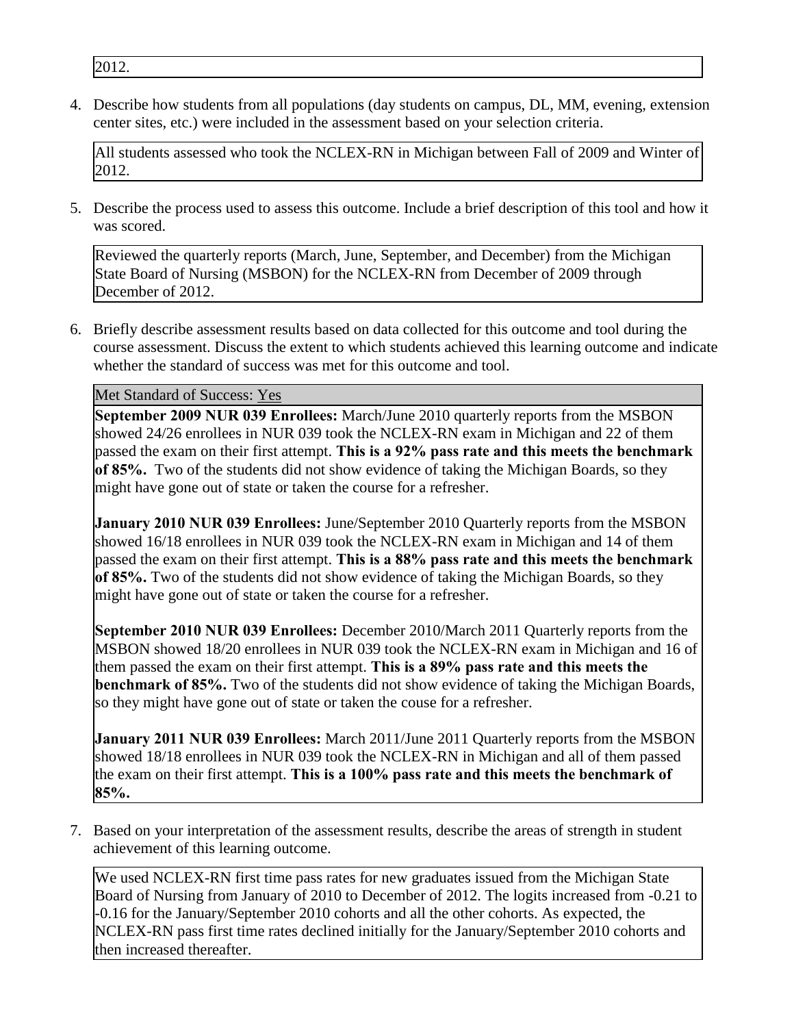2012.

4. Describe how students from all populations (day students on campus, DL, MM, evening, extension center sites, etc.) were included in the assessment based on your selection criteria.

All students assessed who took the NCLEX-RN in Michigan between Fall of 2009 and Winter of 2012.

5. Describe the process used to assess this outcome. Include a brief description of this tool and how it was scored.

Reviewed the quarterly reports (March, June, September, and December) from the Michigan State Board of Nursing (MSBON) for the NCLEX-RN from December of 2009 through December of 2012.

6. Briefly describe assessment results based on data collected for this outcome and tool during the course assessment. Discuss the extent to which students achieved this learning outcome and indicate whether the standard of success was met for this outcome and tool.

Met Standard of Success: Yes

**September 2009 NUR 039 Enrollees:** March/June 2010 quarterly reports from the MSBON showed 24/26 enrollees in NUR 039 took the NCLEX-RN exam in Michigan and 22 of them passed the exam on their first attempt. **This is a 92% pass rate and this meets the benchmark of 85%.** Two of the students did not show evidence of taking the Michigan Boards, so they might have gone out of state or taken the course for a refresher.

**January 2010 NUR 039 Enrollees:** June/September 2010 Quarterly reports from the MSBON showed 16/18 enrollees in NUR 039 took the NCLEX-RN exam in Michigan and 14 of them passed the exam on their first attempt. **This is a 88% pass rate and this meets the benchmark of 85%.** Two of the students did not show evidence of taking the Michigan Boards, so they might have gone out of state or taken the course for a refresher.

**September 2010 NUR 039 Enrollees:** December 2010/March 2011 Quarterly reports from the MSBON showed 18/20 enrollees in NUR 039 took the NCLEX-RN exam in Michigan and 16 of them passed the exam on their first attempt. **This is a 89% pass rate and this meets the benchmark of 85%.** Two of the students did not show evidence of taking the Michigan Boards, so they might have gone out of state or taken the couse for a refresher.

**January 2011 NUR 039 Enrollees:** March 2011/June 2011 Quarterly reports from the MSBON showed 18/18 enrollees in NUR 039 took the NCLEX-RN in Michigan and all of them passed the exam on their first attempt. **This is a 100% pass rate and this meets the benchmark of 85%.**

7. Based on your interpretation of the assessment results, describe the areas of strength in student achievement of this learning outcome.

We used NCLEX-RN first time pass rates for new graduates issued from the Michigan State Board of Nursing from January of 2010 to December of 2012. The logits increased from -0.21 to -0.16 for the January/September 2010 cohorts and all the other cohorts. As expected, the NCLEX-RN pass first time rates declined initially for the January/September 2010 cohorts and then increased thereafter.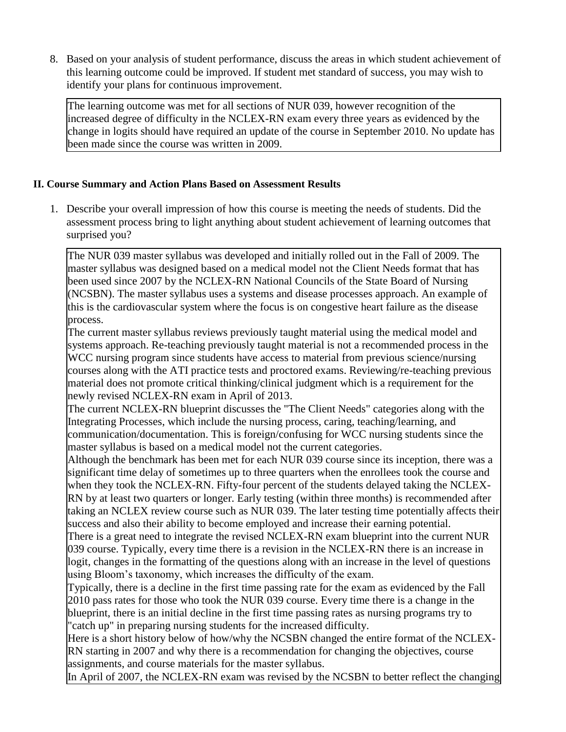8. Based on your analysis of student performance, discuss the areas in which student achievement of this learning outcome could be improved. If student met standard of success, you may wish to identify your plans for continuous improvement.

> The learning outcome was met for all sections of NUR 039, however recognition of the increased degree of difficulty in the NCLEX-RN exam every three years as evidenced by the change in logits should have required an update of the course in September 2010. No update has been made since the course was written in 2009.

**II. Course Summary and Action Plans Based on Assessment Results**

1. Describe your overall impression of how this course is meeting the needs of students. Did the assessment process bring to light anything about student achievement of learning outcomes that surprised you?

> The NUR 039 master syllabus was developed and initially rolled out in the Fall of 2009. The master syllabus was designed based on a medical model not the Client Needs format that has been used since 2007 by the NCLEX-RN National Councils of the State Board of Nursing (NCSBN). The master syllabus uses a systems and disease processes approach. An example of this is the cardiovascular system where the focus is on congestive heart failure as the disease process.
>
> The current master syllabus reviews previously taught material using the medical model and systems approach. Re-teaching previously taught material is not a recommended process in the WCC nursing program since students have access to material from previous science/nursing courses along with the ATI practice tests and proctored exams. Reviewing/re-teaching previous material does not promote critical thinking/clinical judgment which is a requirement for the newly revised NCLEX-RN exam in April of 2013.
>
> The current NCLEX-RN blueprint discusses the "The Client Needs" categories along with the Integrating Processes, which include the nursing process, caring, teaching/learning, and communication/documentation. This is foreign/confusing for WCC nursing students since the master syllabus is based on a medical model not the current categories.
>
> Although the benchmark has been met for each NUR 039 course since its inception, there was a significant time delay of sometimes up to three quarters when the enrollees took the course and when they took the NCLEX-RN. Fifty-four percent of the students delayed taking the NCLEX-RN by at least two quarters or longer. Early testing (within three months) is recommended after taking an NCLEX review course such as NUR 039. The later testing time potentially affects their success and also their ability to become employed and increase their earning potential.
>
> There is a great need to integrate the revised NCLEX-RN exam blueprint into the current NUR 039 course. Typically, every time there is a revision in the NCLEX-RN there is an increase in logit, changes in the formatting of the questions along with an increase in the level of questions using Bloom's taxonomy, which increases the difficulty of the exam.
>
> Typically, there is a decline in the first time passing rate for the exam as evidenced by the Fall 2010 pass rates for those who took the NUR 039 course. Every time there is a change in the blueprint, there is an initial decline in the first time passing rates as nursing programs try to "catch up" in preparing nursing students for the increased difficulty.
>
> Here is a short history below of how/why the NCSBN changed the entire format of the NCLEX-RN starting in 2007 and why there is a recommendation for changing the objectives, course assignments, and course materials for the master syllabus.
>
> In April of 2007, the NCLEX-RN exam was revised by the NCSBN to better reflect the changing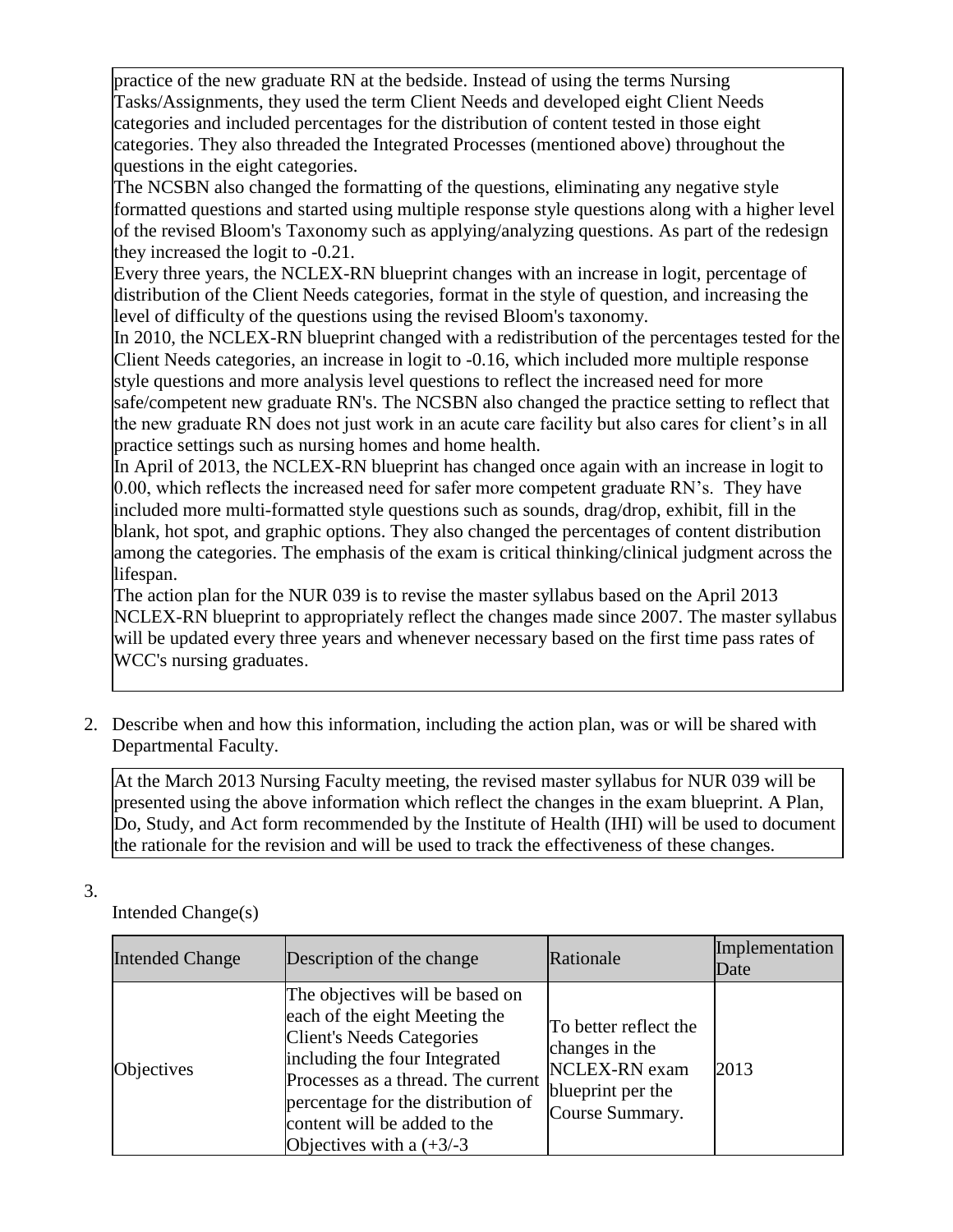practice of the new graduate RN at the bedside. Instead of using the terms Nursing Tasks/Assignments, they used the term Client Needs and developed eight Client Needs categories and included percentages for the distribution of content tested in those eight categories. They also threaded the Integrated Processes (mentioned above) throughout the questions in the eight categories.

The NCSBN also changed the formatting of the questions, eliminating any negative style formatted questions and started using multiple response style questions along with a higher level of the revised Bloom's Taxonomy such as applying/analyzing questions. As part of the redesign they increased the logit to -0.21.

Every three years, the NCLEX-RN blueprint changes with an increase in logit, percentage of distribution of the Client Needs categories, format in the style of question, and increasing the level of difficulty of the questions using the revised Bloom's taxonomy.

In 2010, the NCLEX-RN blueprint changed with a redistribution of the percentages tested for the Client Needs categories, an increase in logit to -0.16, which included more multiple response style questions and more analysis level questions to reflect the increased need for more safe/competent new graduate RN's. The NCSBN also changed the practice setting to reflect that the new graduate RN does not just work in an acute care facility but also cares for client's in all practice settings such as nursing homes and home health.

In April of 2013, the NCLEX-RN blueprint has changed once again with an increase in logit to 0.00, which reflects the increased need for safer more competent graduate RN's. They have included more multi-formatted style questions such as sounds, drag/drop, exhibit, fill in the blank, hot spot, and graphic options. They also changed the percentages of content distribution among the categories. The emphasis of the exam is critical thinking/clinical judgment across the lifespan.

The action plan for the NUR 039 is to revise the master syllabus based on the April 2013 NCLEX-RN blueprint to appropriately reflect the changes made since 2007. The master syllabus will be updated every three years and whenever necessary based on the first time pass rates of WCC's nursing graduates.

2. Describe when and how this information, including the action plan, was or will be shared with Departmental Faculty.

At the March 2013 Nursing Faculty meeting, the revised master syllabus for NUR 039 will be presented using the above information which reflect the changes in the exam blueprint. A Plan, Do, Study, and Act form recommended by the Institute of Health (IHI) will be used to document the rationale for the revision and will be used to track the effectiveness of these changes.

3.

Intended Change(s)

| Intended Change | Description of the change | Rationale | Implementation Date |
|---|---|---|---|
| Objectives | The objectives will be based on each of the eight Meeting the Client's Needs Categories including the four Integrated Processes as a thread. The current percentage for the distribution of content will be added to the Objectives with a (+3/-3 | To better reflect the changes in the NCLEX-RN exam blueprint per the Course Summary. | 2013 |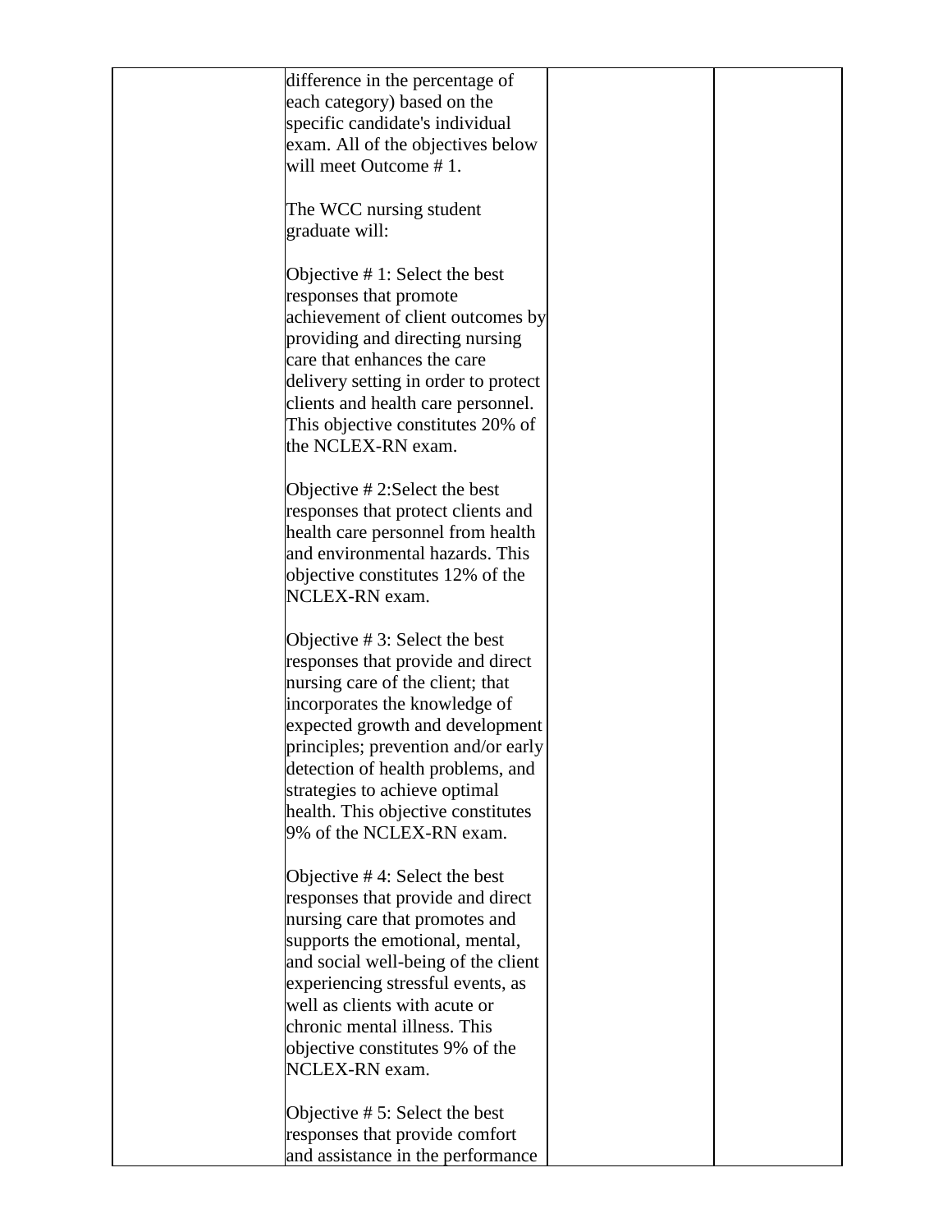| | | | |
|---|---|---|---|
| | difference in the percentage of each category) based on the specific candidate's individual exam. All of the objectives below will meet Outcome # 1.<br><br>The WCC nursing student graduate will:<br><br>Objective # 1: Select the best responses that promote achievement of client outcomes by providing and directing nursing care that enhances the care delivery setting in order to protect clients and health care personnel. This objective constitutes 20% of the NCLEX-RN exam.<br><br>Objective # 2:Select the best responses that protect clients and health care personnel from health and environmental hazards. This objective constitutes 12% of the NCLEX-RN exam.<br><br>Objective # 3: Select the best responses that provide and direct nursing care of the client; that incorporates the knowledge of expected growth and development principles; prevention and/or early detection of health problems, and strategies to achieve optimal health. This objective constitutes 9% of the NCLEX-RN exam.<br><br>Objective # 4: Select the best responses that provide and direct nursing care that promotes and supports the emotional, mental, and social well-being of the client experiencing stressful events, as well as clients with acute or chronic mental illness. This objective constitutes 9% of the NCLEX-RN exam.<br><br>Objective # 5: Select the best responses that provide comfort and assistance in the performance | | |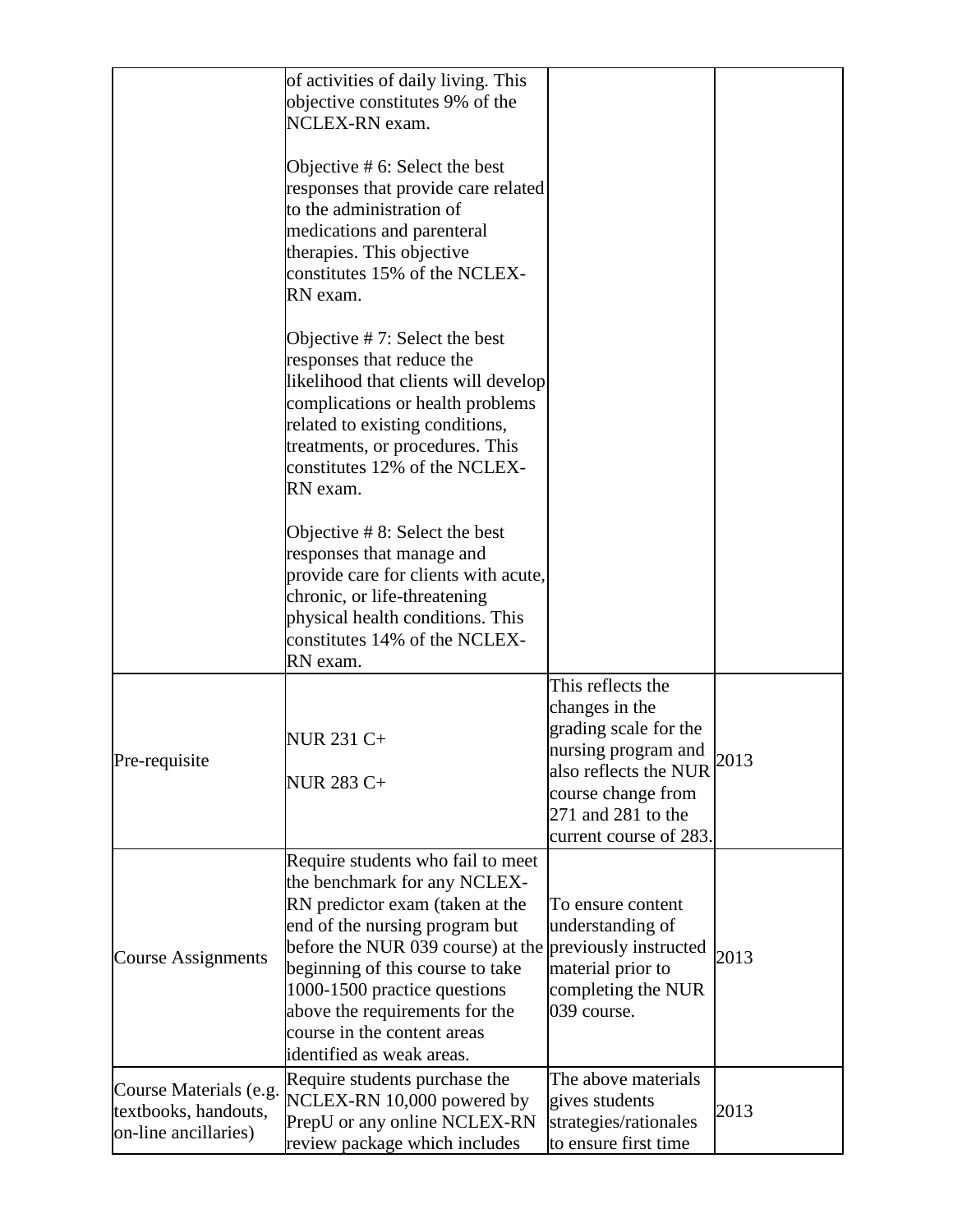| | | | |
|---|---|---|---|
| | of activities of daily living. This objective constitutes 9% of the NCLEX-RN exam.<br><br>Objective # 6: Select the best responses that provide care related to the administration of medications and parenteral therapies. This objective constitutes 15% of the NCLEX-RN exam.<br><br>Objective # 7: Select the best responses that reduce the likelihood that clients will develop complications or health problems related to existing conditions, treatments, or procedures. This constitutes 12% of the NCLEX-RN exam.<br><br>Objective # 8: Select the best responses that manage and provide care for clients with acute, chronic, or life-threatening physical health conditions. This constitutes 14% of the NCLEX-RN exam. | | |
| Pre-requisite | NUR 231 C+<br><br>NUR 283 C+ | This reflects the changes in the grading scale for the nursing program and also reflects the NUR course change from 271 and 281 to the current course of 283. | 2013 |
| Course Assignments | Require students who fail to meet the benchmark for any NCLEX-RN predictor exam (taken at the end of the nursing program but before the NUR 039 course) at the beginning of this course to take 1000-1500 practice questions above the requirements for the course in the content areas identified as weak areas. | To ensure content understanding of previously instructed material prior to completing the NUR 039 course. | 2013 |
| Course Materials (e.g. textbooks, handouts, on-line ancillaries) | Require students purchase the NCLEX-RN 10,000 powered by PrepU or any online NCLEX-RN review package which includes | The above materials gives students strategies/rationales to ensure first time | 2013 |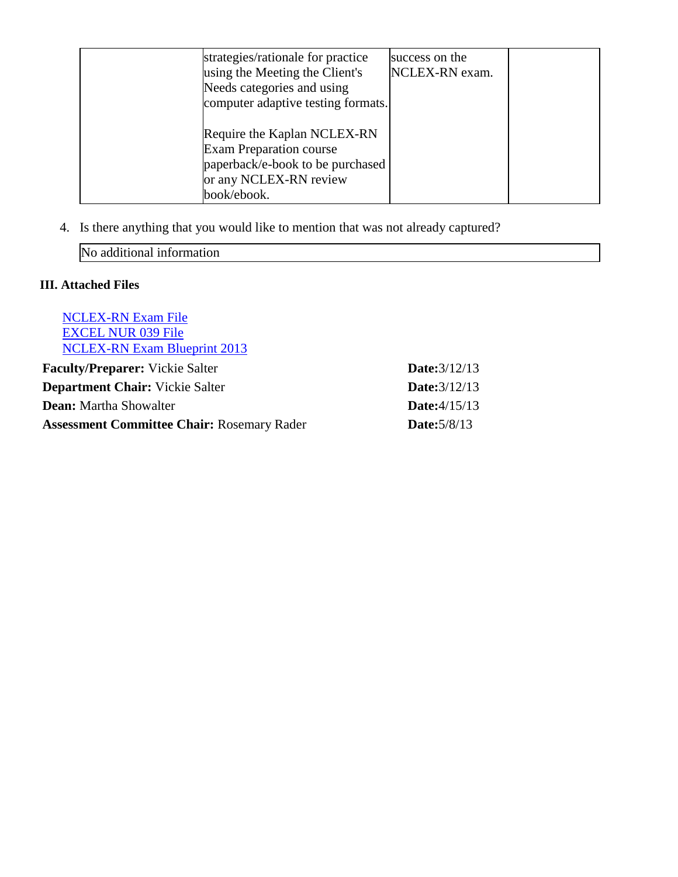| | | | |
|---|---|---|---|
| | strategies/rationale for practice using the Meeting the Client's Needs categories and using computer adaptive testing formats.<br><br>Require the Kaplan NCLEX-RN Exam Preparation course paperback/e-book to be purchased or any NCLEX-RN review book/ebook. | success on the NCLEX-RN exam. | |

4. Is there anything that you would like to mention that was not already captured?

| |
|---|
| No additional information |

### III. Attached Files

NCLEX-RN Exam File
EXCEL NUR 039 File
NCLEX-RN Exam Blueprint 2013

| | |
|---|---|
| **Faculty/Preparer:** Vickie Salter | **Date:** 3/12/13 |
| **Department Chair:** Vickie Salter | **Date:** 3/12/13 |
| **Dean:** Martha Showalter | **Date:** 4/15/13 |
| **Assessment Committee Chair:** Rosemary Rader | **Date:** 5/8/13 |